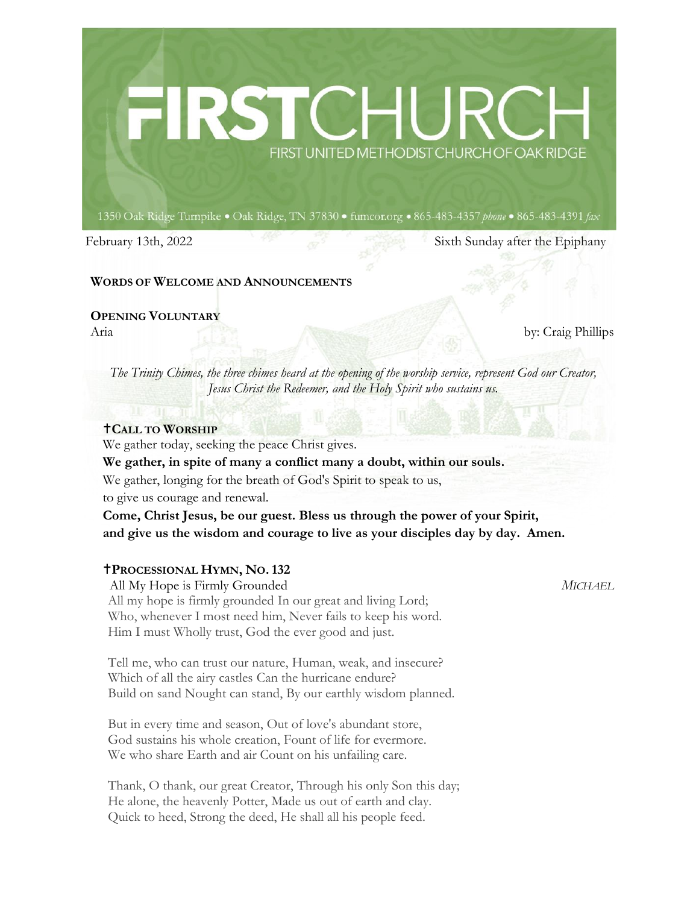# FIRSTCHURCH

FIRST UNITED METHODIST CHURCH OF OAK RIDGE

1350 Oak Ridge Turnpike • Oak Ridge, TN 37830 • fumcor.org • 865-483-4357 *phone* • 865-483-4391 *fax*

February 13th, 2022 — Sixth Sunday after the Epiphany

**WORDS OF WELCOME AND ANNOUNCEMENTS**

**OPENING VOLUNTARY**

Aria — by: Craig Phillips

*The Trinity Chimes, the three chimes heard at the opening of the worship service, represent God our Creator, Jesus Christ the Redeemer, and the Holy Spirit who sustains us.*

**✝CALL TO WORSHIP**

We gather today, seeking the peace Christ gives.

**We gather, in spite of many a conflict many a doubt, within our souls.**

We gather, longing for the breath of God's Spirit to speak to us,
to give us courage and renewal.

**Come, Christ Jesus, be our guest. Bless us through the power of your Spirit, and give us the wisdom and courage to live as your disciples day by day. Amen.**

**✝PROCESSIONAL HYMN, NO. 132**

All My Hope is Firmly Grounded — *MICHAEL*

All my hope is firmly grounded In our great and living Lord;
Who, whenever I most need him, Never fails to keep his word.
Him I must Wholly trust, God the ever good and just.

Tell me, who can trust our nature, Human, weak, and insecure?
Which of all the airy castles Can the hurricane endure?
Build on sand Nought can stand, By our earthly wisdom planned.

But in every time and season, Out of love's abundant store,
God sustains his whole creation, Fount of life for evermore.
We who share Earth and air Count on his unfailing care.

Thank, O thank, our great Creator, Through his only Son this day;
He alone, the heavenly Potter, Made us out of earth and clay.
Quick to heed, Strong the deed, He shall all his people feed.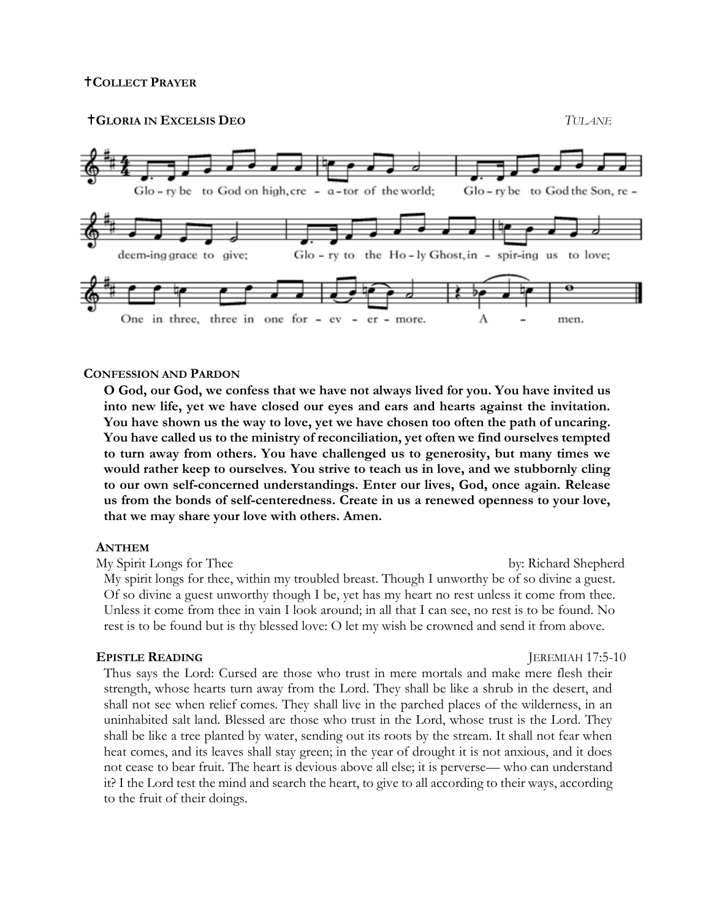**†COLLECT PRAYER**

**†GLORIA IN EXCELSIS DEO** *TULANE*

Glo – ry be to God on high, cre – a – tor of the world; Glo – ry be to God the Son, re – deem-ing grace to give; Glo – ry to the Ho – ly Ghost, in – spir-ing us to love; One in three, three in one for – ev – er – more. A – men.

**CONFESSION AND PARDON**

**O God, our God, we confess that we have not always lived for you. You have invited us into new life, yet we have closed our eyes and ears and hearts against the invitation. You have shown us the way to love, yet we have chosen too often the path of uncaring. You have called us to the ministry of reconciliation, yet often we find ourselves tempted to turn away from others. You have challenged us to generosity, but many times we would rather keep to ourselves. You strive to teach us in love, and we stubbornly cling to our own self-concerned understandings. Enter our lives, God, once again. Release us from the bonds of self-centeredness. Create in us a renewed openness to your love, that we may share your love with others. Amen.**

**ANTHEM**

My Spirit Longs for Thee by: Richard Shepherd

My spirit longs for thee, within my troubled breast. Though I unworthy be of so divine a guest. Of so divine a guest unworthy though I be, yet has my heart no rest unless it come from thee. Unless it come from thee in vain I look around; in all that I can see, no rest is to be found. No rest is to be found but is thy blessed love: O let my wish be crowned and send it from above.

**EPISTLE READING** JEREMIAH 17:5-10

Thus says the Lord: Cursed are those who trust in mere mortals and make mere flesh their strength, whose hearts turn away from the Lord. They shall be like a shrub in the desert, and shall not see when relief comes. They shall live in the parched places of the wilderness, in an uninhabited salt land. Blessed are those who trust in the Lord, whose trust is the Lord. They shall be like a tree planted by water, sending out its roots by the stream. It shall not fear when heat comes, and its leaves shall stay green; in the year of drought it is not anxious, and it does not cease to bear fruit. The heart is devious above all else; it is perverse— who can understand it? I the Lord test the mind and search the heart, to give to all according to their ways, according to the fruit of their doings.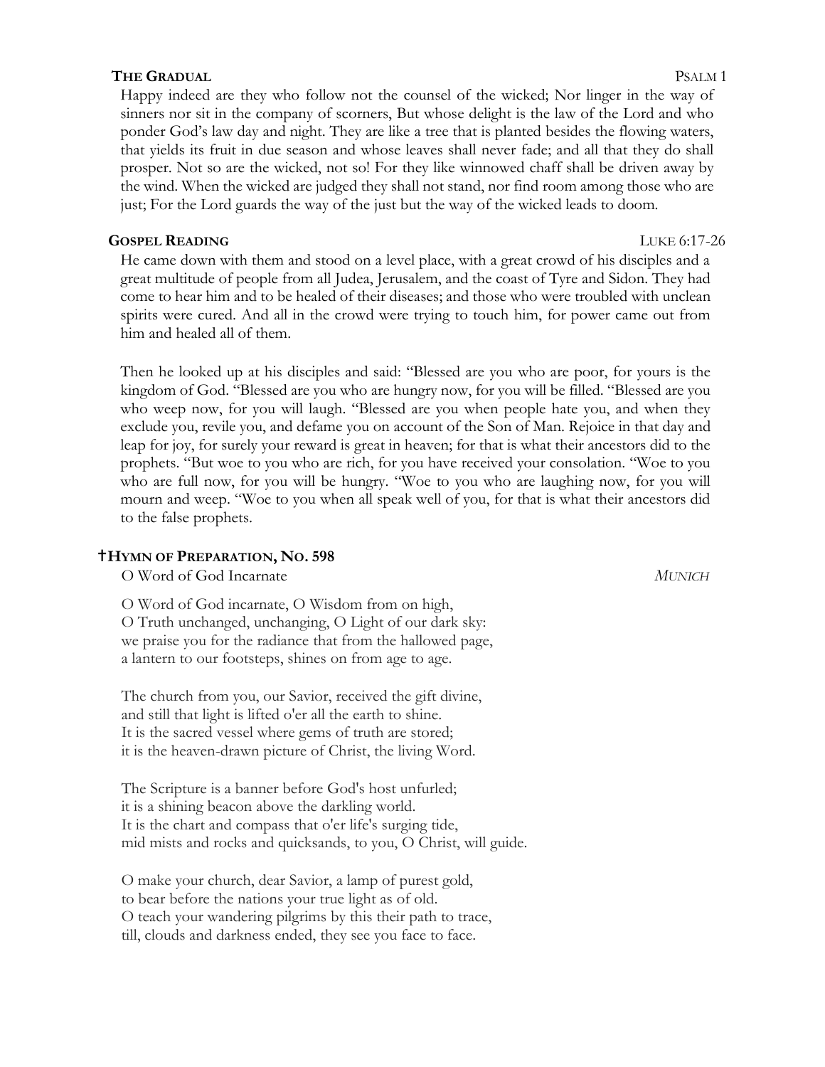**THE GRADUAL** PSALM 1

Happy indeed are they who follow not the counsel of the wicked; Nor linger in the way of sinners nor sit in the company of scorners, But whose delight is the law of the Lord and who ponder God's law day and night. They are like a tree that is planted besides the flowing waters, that yields its fruit in due season and whose leaves shall never fade; and all that they do shall prosper. Not so are the wicked, not so! For they like winnowed chaff shall be driven away by the wind. When the wicked are judged they shall not stand, nor find room among those who are just; For the Lord guards the way of the just but the way of the wicked leads to doom.

**GOSPEL READING** LUKE 6:17-26

He came down with them and stood on a level place, with a great crowd of his disciples and a great multitude of people from all Judea, Jerusalem, and the coast of Tyre and Sidon. They had come to hear him and to be healed of their diseases; and those who were troubled with unclean spirits were cured. And all in the crowd were trying to touch him, for power came out from him and healed all of them.

Then he looked up at his disciples and said: "Blessed are you who are poor, for yours is the kingdom of God. "Blessed are you who are hungry now, for you will be filled. "Blessed are you who weep now, for you will laugh. "Blessed are you when people hate you, and when they exclude you, revile you, and defame you on account of the Son of Man. Rejoice in that day and leap for joy, for surely your reward is great in heaven; for that is what their ancestors did to the prophets. "But woe to you who are rich, for you have received your consolation. "Woe to you who are full now, for you will be hungry. "Woe to you who are laughing now, for you will mourn and weep. "Woe to you when all speak well of you, for that is what their ancestors did to the false prophets.

**†HYMN OF PREPARATION, NO. 598**

O Word of God Incarnate *MUNICH*

O Word of God incarnate, O Wisdom from on high,
O Truth unchanged, unchanging, O Light of our dark sky:
we praise you for the radiance that from the hallowed page,
a lantern to our footsteps, shines on from age to age.

The church from you, our Savior, received the gift divine,
and still that light is lifted o'er all the earth to shine.
It is the sacred vessel where gems of truth are stored;
it is the heaven-drawn picture of Christ, the living Word.

The Scripture is a banner before God's host unfurled;
it is a shining beacon above the darkling world.
It is the chart and compass that o'er life's surging tide,
mid mists and rocks and quicksands, to you, O Christ, will guide.

O make your church, dear Savior, a lamp of purest gold,
to bear before the nations your true light as of old.
O teach your wandering pilgrims by this their path to trace,
till, clouds and darkness ended, they see you face to face.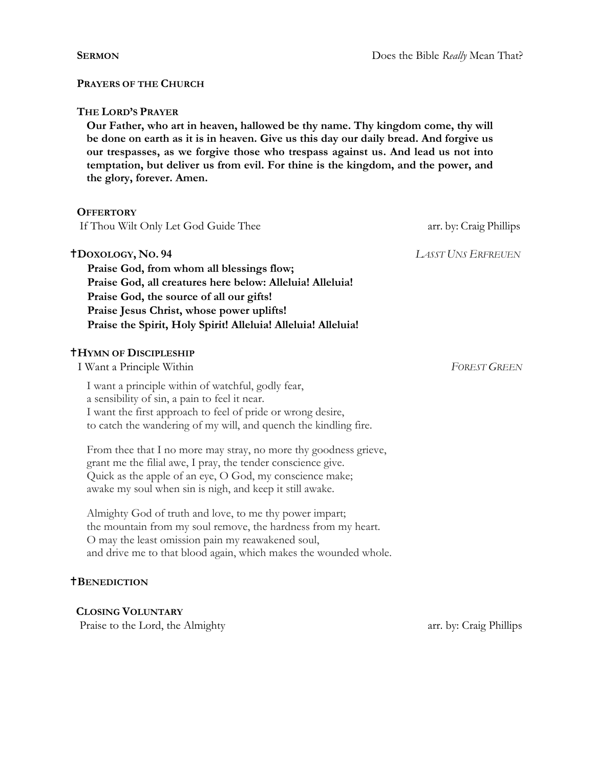**SERMON** Does the Bible *Really* Mean That?

**PRAYERS OF THE CHURCH**

**THE LORD'S PRAYER**

**Our Father, who art in heaven, hallowed be thy name. Thy kingdom come, thy will be done on earth as it is in heaven. Give us this day our daily bread. And forgive us our trespasses, as we forgive those who trespass against us. And lead us not into temptation, but deliver us from evil. For thine is the kingdom, and the power, and the glory, forever. Amen.**

**OFFERTORY**

If Thou Wilt Only Let God Guide Thee arr. by: Craig Phillips

**†DOXOLOGY, NO. 94** *LASST UNS ERFREUEN*

**Praise God, from whom all blessings flow;**
**Praise God, all creatures here below: Alleluia! Alleluia!**
**Praise God, the source of all our gifts!**
**Praise Jesus Christ, whose power uplifts!**
**Praise the Spirit, Holy Spirit! Alleluia! Alleluia! Alleluia!**

**†HYMN OF DISCIPLESHIP**

I Want a Principle Within *FOREST GREEN*

I want a principle within of watchful, godly fear,
a sensibility of sin, a pain to feel it near.
I want the first approach to feel of pride or wrong desire,
to catch the wandering of my will, and quench the kindling fire.

From thee that I no more may stray, no more thy goodness grieve,
grant me the filial awe, I pray, the tender conscience give.
Quick as the apple of an eye, O God, my conscience make;
awake my soul when sin is nigh, and keep it still awake.

Almighty God of truth and love, to me thy power impart;
the mountain from my soul remove, the hardness from my heart.
O may the least omission pain my reawakened soul,
and drive me to that blood again, which makes the wounded whole.

**†BENEDICTION**

**CLOSING VOLUNTARY**

Praise to the Lord, the Almighty arr. by: Craig Phillips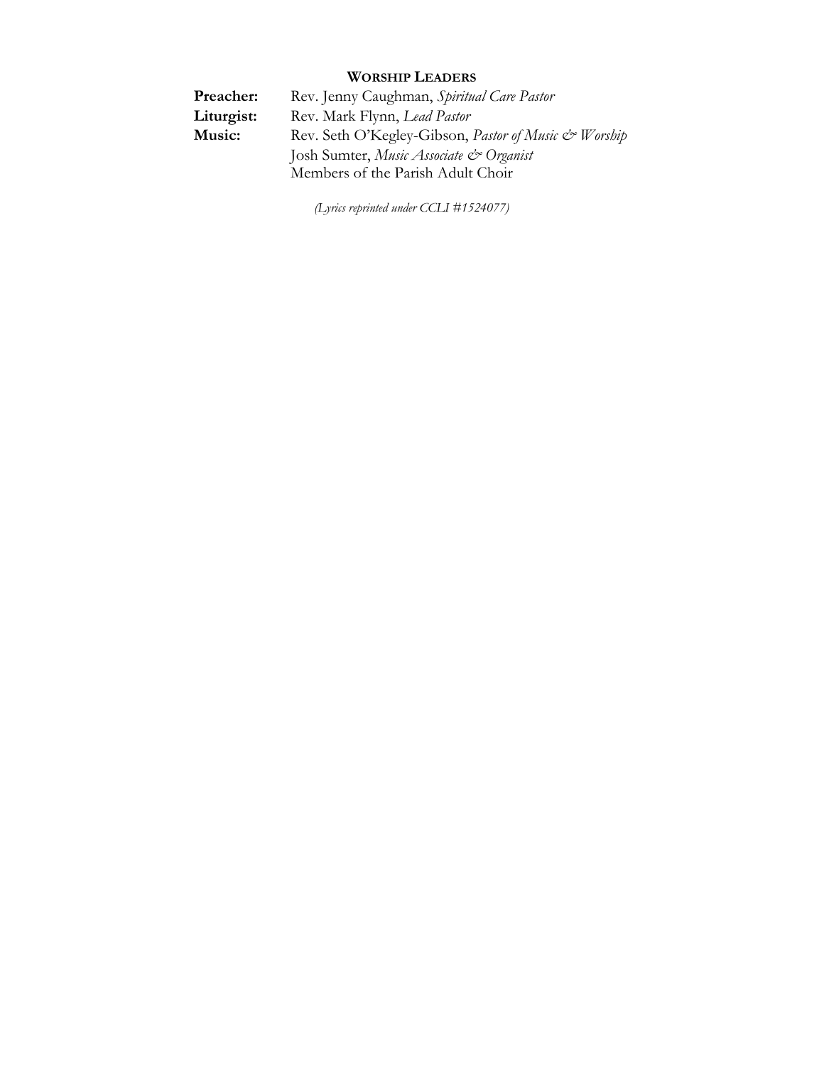## Worship Leaders

| | |
|---|---|
| **Preacher:** | Rev. Jenny Caughman, *Spiritual Care Pastor* |
| **Liturgist:** | Rev. Mark Flynn, *Lead Pastor* |
| **Music:** | Rev. Seth O'Kegley-Gibson, *Pastor of Music & Worship* |
| | Josh Sumter, *Music Associate & Organist* |
| | Members of the Parish Adult Choir |

*(Lyrics reprinted under CCLI #1524077)*